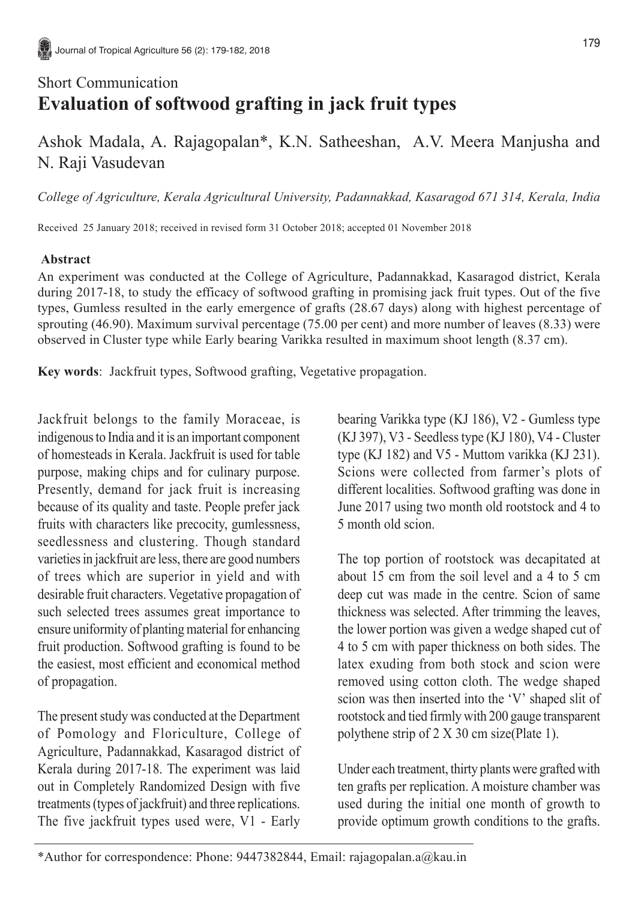Short Communication

# Evaluation of softwood grafting in jack fruit types

Ashok Madala, A. Rajagopalan*, K.N. Satheeshan, A.V. Meera Manjusha and N. Raji Vasudevan

*College of Agriculture, Kerala Agricultural University, Padannakkad, Kasaragod 671 314, Kerala, India*

Received 25 January 2018; received in revised form 31 October 2018; accepted 01 November 2018

**Abstract**

An experiment was conducted at the College of Agriculture, Padannakkad, Kasaragod district, Kerala during 2017-18, to study the efficacy of softwood grafting in promising jack fruit types. Out of the five types, Gumless resulted in the early emergence of grafts (28.67 days) along with highest percentage of sprouting (46.90). Maximum survival percentage (75.00 per cent) and more number of leaves (8.33) were observed in Cluster type while Early bearing Varikka resulted in maximum shoot length (8.37 cm).

**Key words**: Jackfruit types, Softwood grafting, Vegetative propagation.

Jackfruit belongs to the family Moraceae, is indigenous to India and it is an important component of homesteads in Kerala. Jackfruit is used for table purpose, making chips and for culinary purpose. Presently, demand for jack fruit is increasing because of its quality and taste. People prefer jack fruits with characters like precocity, gumlessness, seedlessness and clustering. Though standard varieties in jackfruit are less, there are good numbers of trees which are superior in yield and with desirable fruit characters. Vegetative propagation of such selected trees assumes great importance to ensure uniformity of planting material for enhancing fruit production. Softwood grafting is found to be the easiest, most efficient and economical method of propagation.

The present study was conducted at the Department of Pomology and Floriculture, College of Agriculture, Padannakkad, Kasaragod district of Kerala during 2017-18. The experiment was laid out in Completely Randomized Design with five treatments (types of jackfruit) and three replications. The five jackfruit types used were, V1 - Early bearing Varikka type (KJ 186), V2 - Gumless type (KJ 397), V3 - Seedless type (KJ 180), V4 - Cluster type (KJ 182) and V5 - Muttom varikka (KJ 231). Scions were collected from farmer's plots of different localities. Softwood grafting was done in June 2017 using two month old rootstock and 4 to 5 month old scion.

The top portion of rootstock was decapitated at about 15 cm from the soil level and a 4 to 5 cm deep cut was made in the centre. Scion of same thickness was selected. After trimming the leaves, the lower portion was given a wedge shaped cut of 4 to 5 cm with paper thickness on both sides. The latex exuding from both stock and scion were removed using cotton cloth. The wedge shaped scion was then inserted into the 'V' shaped slit of rootstock and tied firmly with 200 gauge transparent polythene strip of 2 X 30 cm size(Plate 1).

Under each treatment, thirty plants were grafted with ten grafts per replication. A moisture chamber was used during the initial one month of growth to provide optimum growth conditions to the grafts.

*Author for correspondence: Phone: 9447382844, Email: rajagopalan.a@kau.in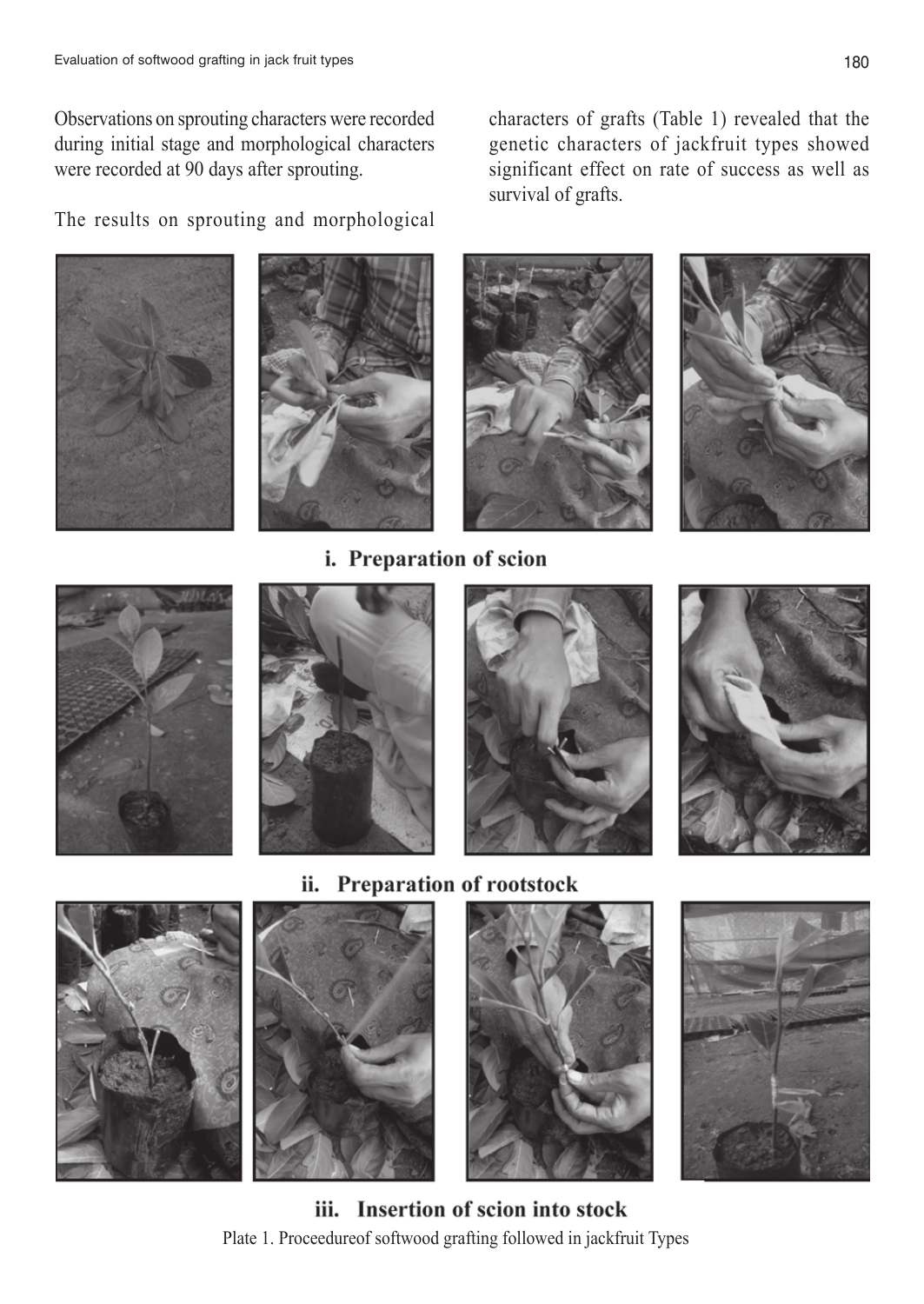Observations on sprouting characters were recorded during initial stage and morphological characters were recorded at 90 days after sprouting.

The results on sprouting and morphological characters of grafts (Table 1) revealed that the genetic characters of jackfruit types showed significant effect on rate of success as well as survival of grafts.

i. Preparation of scion

ii. Preparation of rootstock

iii. Insertion of scion into stock

Plate 1. Proceedureof softwood grafting followed in jackfruit Types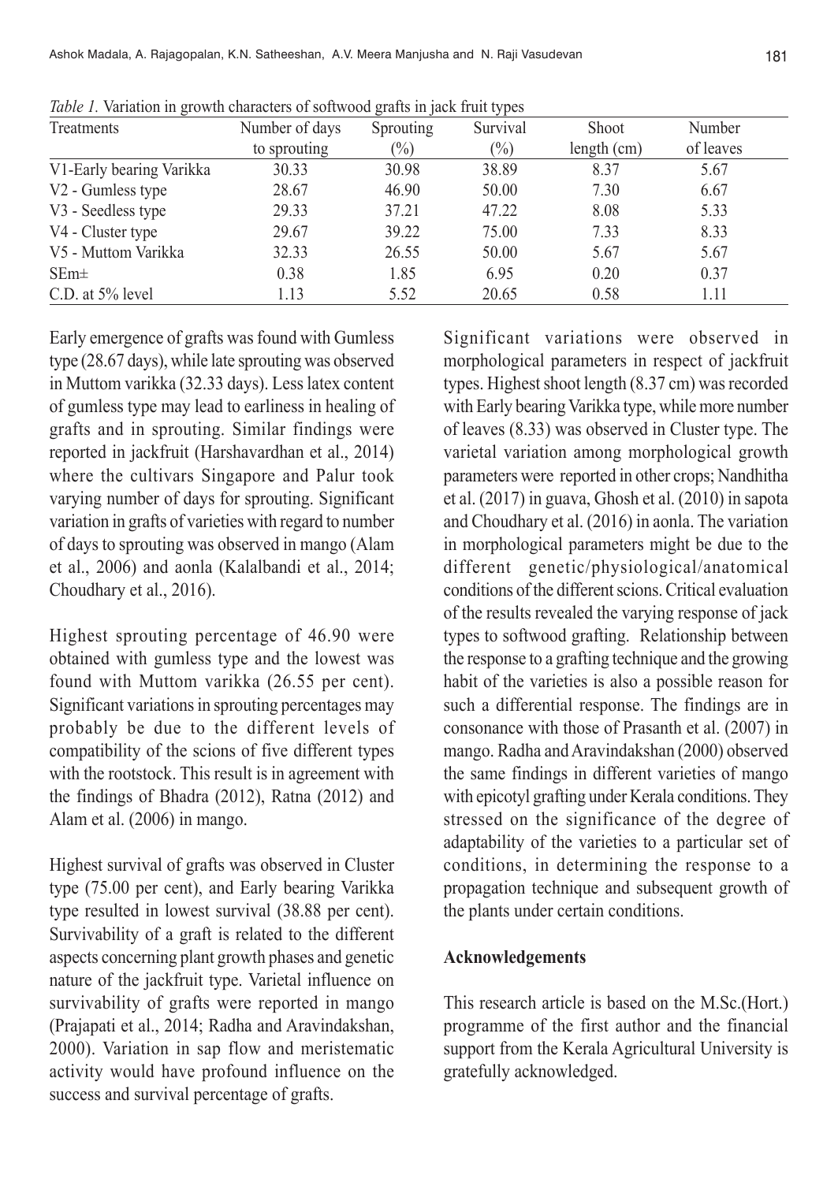*Table 1.* Variation in growth characters of softwood grafts in jack fruit types

| Treatments | Number of days to sprouting | Sprouting (%) | Survival (%) | Shoot length (cm) | Number of leaves |
|---|---|---|---|---|---|
| V1-Early bearing Varikka | 30.33 | 30.98 | 38.89 | 8.37 | 5.67 |
| V2 - Gumless type | 28.67 | 46.90 | 50.00 | 7.30 | 6.67 |
| V3 - Seedless type | 29.33 | 37.21 | 47.22 | 8.08 | 5.33 |
| V4 - Cluster type | 29.67 | 39.22 | 75.00 | 7.33 | 8.33 |
| V5 - Muttom Varikka | 32.33 | 26.55 | 50.00 | 5.67 | 5.67 |
| SEm± | 0.38 | 1.85 | 6.95 | 0.20 | 0.37 |
| C.D. at 5% level | 1.13 | 5.52 | 20.65 | 0.58 | 1.11 |

Early emergence of grafts was found with Gumless type (28.67 days), while late sprouting was observed in Muttom varikka (32.33 days). Less latex content of gumless type may lead to earliness in healing of grafts and in sprouting. Similar findings were reported in jackfruit (Harshavardhan et al., 2014) where the cultivars Singapore and Palur took varying number of days for sprouting. Significant variation in grafts of varieties with regard to number of days to sprouting was observed in mango (Alam et al., 2006) and aonla (Kalalbandi et al., 2014; Choudhary et al., 2016).

Highest sprouting percentage of 46.90 were obtained with gumless type and the lowest was found with Muttom varikka (26.55 per cent). Significant variations in sprouting percentages may probably be due to the different levels of compatibility of the scions of five different types with the rootstock. This result is in agreement with the findings of Bhadra (2012), Ratna (2012) and Alam et al. (2006) in mango.

Highest survival of grafts was observed in Cluster type (75.00 per cent), and Early bearing Varikka type resulted in lowest survival (38.88 per cent). Survivability of a graft is related to the different aspects concerning plant growth phases and genetic nature of the jackfruit type. Varietal influence on survivability of grafts were reported in mango (Prajapati et al., 2014; Radha and Aravindakshan, 2000). Variation in sap flow and meristematic activity would have profound influence on the success and survival percentage of grafts.

Significant variations were observed in morphological parameters in respect of jackfruit types. Highest shoot length (8.37 cm) was recorded with Early bearing Varikka type, while more number of leaves (8.33) was observed in Cluster type. The varietal variation among morphological growth parameters were reported in other crops; Nandhitha et al. (2017) in guava, Ghosh et al. (2010) in sapota and Choudhary et al. (2016) in aonla. The variation in morphological parameters might be due to the different genetic/physiological/anatomical conditions of the different scions. Critical evaluation of the results revealed the varying response of jack types to softwood grafting. Relationship between the response to a grafting technique and the growing habit of the varieties is also a possible reason for such a differential response. The findings are in consonance with those of Prasanth et al. (2007) in mango. Radha and Aravindakshan (2000) observed the same findings in different varieties of mango with epicotyl grafting under Kerala conditions. They stressed on the significance of the degree of adaptability of the varieties to a particular set of conditions, in determining the response to a propagation technique and subsequent growth of the plants under certain conditions.

## Acknowledgements

This research article is based on the M.Sc.(Hort.) programme of the first author and the financial support from the Kerala Agricultural University is gratefully acknowledged.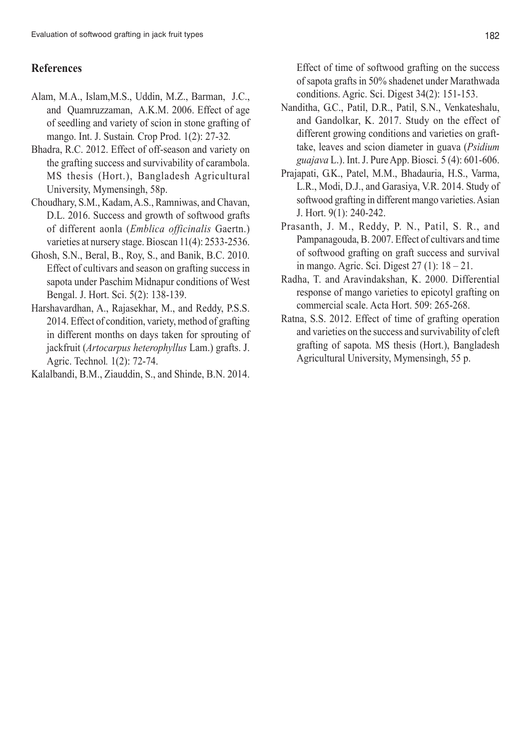## References

Alam, M.A., Islam,M.S., Uddin, M.Z., Barman, J.C., and Quamruzzaman, A.K.M. 2006. Effect of age of seedling and variety of scion in stone grafting of mango. Int. J. Sustain. Crop Prod. 1(2): 27-32.

Bhadra, R.C. 2012. Effect of off-season and variety on the grafting success and survivability of carambola. MS thesis (Hort.), Bangladesh Agricultural University, Mymensingh, 58p.

Choudhary, S.M., Kadam, A.S., Ramniwas, and Chavan, D.L. 2016. Success and growth of softwood grafts of different aonla (*Emblica officinalis* Gaertn.) varieties at nursery stage. Bioscan 11(4): 2533-2536.

Ghosh, S.N., Beral, B., Roy, S., and Banik, B.C. 2010. Effect of cultivars and season on grafting success in sapota under Paschim Midnapur conditions of West Bengal. J. Hort. Sci. 5(2): 138-139.

Harshavardhan, A., Rajasekhar, M., and Reddy, P.S.S. 2014. Effect of condition, variety, method of grafting in different months on days taken for sprouting of jackfruit (*Artocarpus heterophyllus* Lam.) grafts. J. Agric. Technol. 1(2): 72-74.

Kalalbandi, B.M., Ziauddin, S., and Shinde, B.N. 2014. Effect of time of softwood grafting on the success of sapota grafts in 50% shadenet under Marathwada conditions. Agric. Sci. Digest 34(2): 151-153.

Nanditha, G.C., Patil, D.R., Patil, S.N., Venkateshalu, and Gandolkar, K. 2017. Study on the effect of different growing conditions and varieties on graft-take, leaves and scion diameter in guava (*Psidium guajava* L.). Int. J. Pure App. Biosci. 5 (4): 601-606.

Prajapati, G.K., Patel, M.M., Bhadauria, H.S., Varma, L.R., Modi, D.J., and Garasiya, V.R. 2014. Study of softwood grafting in different mango varieties. Asian J. Hort. 9(1): 240-242.

Prasanth, J. M., Reddy, P. N., Patil, S. R., and Pampanagouda, B. 2007. Effect of cultivars and time of softwood grafting on graft success and survival in mango. Agric. Sci. Digest 27 (1): 18 – 21.

Radha, T. and Aravindakshan, K. 2000. Differential response of mango varieties to epicotyl grafting on commercial scale. Acta Hort. 509: 265-268.

Ratna, S.S. 2012. Effect of time of grafting operation and varieties on the success and survivability of cleft grafting of sapota. MS thesis (Hort.), Bangladesh Agricultural University, Mymensingh, 55 p.